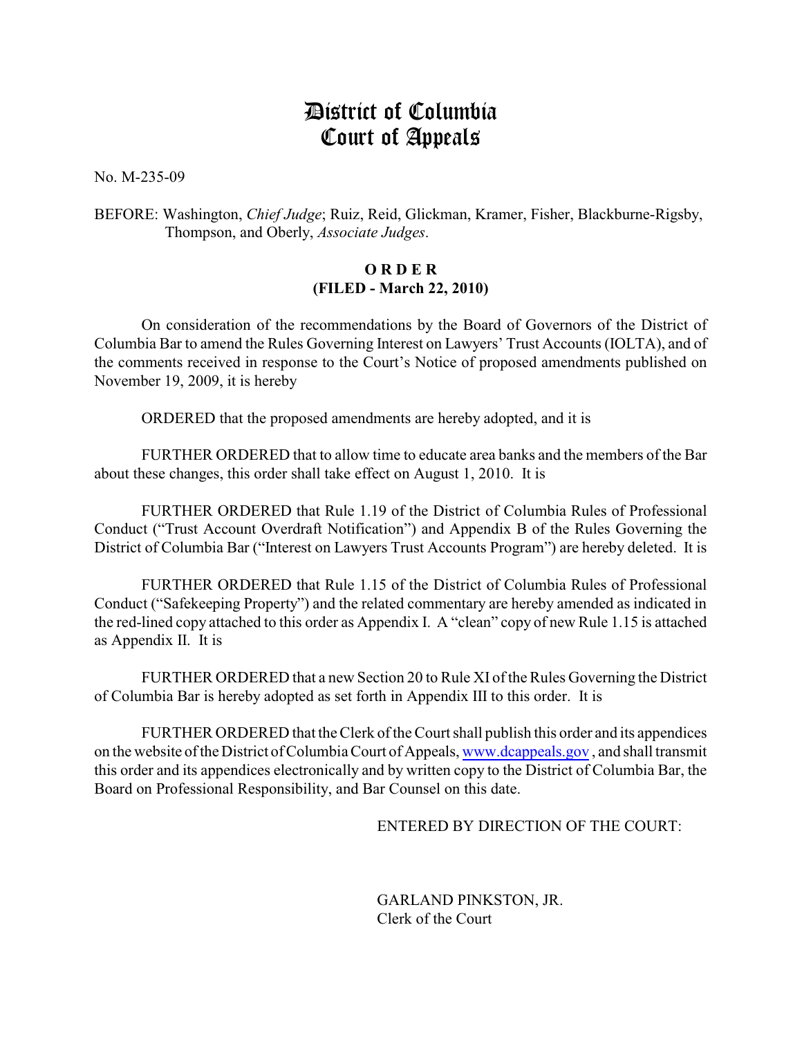# District of Columbia Court of Appeals

No. M-235-09

BEFORE: Washington, *Chief Judge*; Ruiz, Reid, Glickman, Kramer, Fisher, Blackburne-Rigsby, Thompson, and Oberly, *Associate Judges*.

**O R D E R**
**(FILED - March 22, 2010)**

On consideration of the recommendations by the Board of Governors of the District of Columbia Bar to amend the Rules Governing Interest on Lawyers' Trust Accounts (IOLTA), and of the comments received in response to the Court's Notice of proposed amendments published on November 19, 2009, it is hereby

ORDERED that the proposed amendments are hereby adopted, and it is

FURTHER ORDERED that to allow time to educate area banks and the members of the Bar about these changes, this order shall take effect on August 1, 2010. It is

FURTHER ORDERED that Rule 1.19 of the District of Columbia Rules of Professional Conduct ("Trust Account Overdraft Notification") and Appendix B of the Rules Governing the District of Columbia Bar ("Interest on Lawyers Trust Accounts Program") are hereby deleted. It is

FURTHER ORDERED that Rule 1.15 of the District of Columbia Rules of Professional Conduct ("Safekeeping Property") and the related commentary are hereby amended as indicated in the red-lined copy attached to this order as Appendix I. A "clean" copy of new Rule 1.15 is attached as Appendix II. It is

FURTHER ORDERED that a new Section 20 to Rule XI of the Rules Governing the District of Columbia Bar is hereby adopted as set forth in Appendix III to this order. It is

FURTHER ORDERED that the Clerk of the Court shall publish this order and its appendices on the website of the District of Columbia Court of Appeals, www.dcappeals.gov, and shall transmit this order and its appendices electronically and by written copy to the District of Columbia Bar, the Board on Professional Responsibility, and Bar Counsel on this date.

ENTERED BY DIRECTION OF THE COURT:

GARLAND PINKSTON, JR.
Clerk of the Court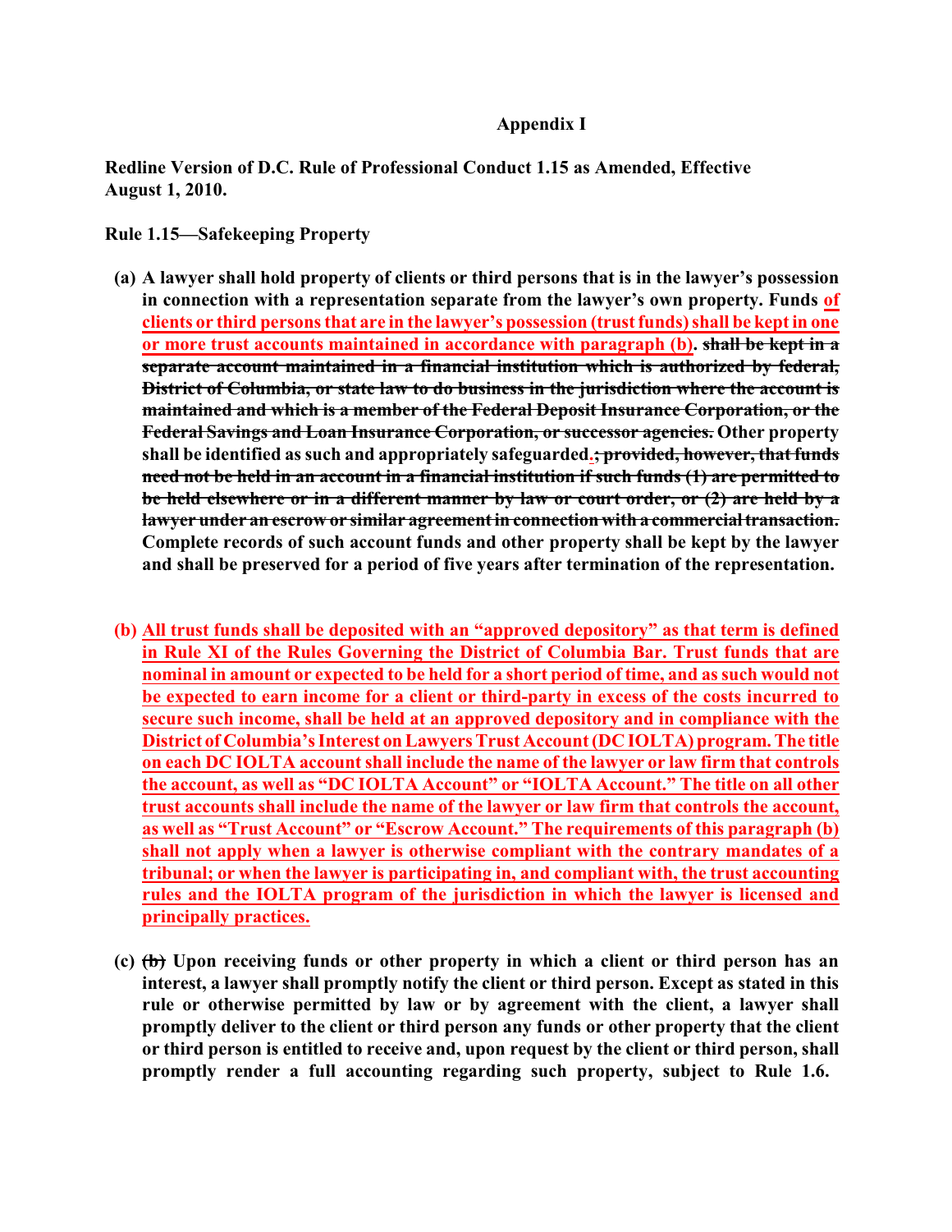**Appendix I**

**Redline Version of D.C. Rule of Professional Conduct 1.15 as Amended, Effective August 1, 2010.**

**Rule 1.15—Safekeeping Property**

**(a) A lawyer shall hold property of clients or third persons that is in the lawyer's possession in connection with a representation separate from the lawyer's own property. Funds <u>of clients or third persons that are in the lawyer's possession (trust funds) shall be kept in one or more trust accounts maintained in accordance with paragraph (b)</u>. ~~shall be kept in a separate account maintained in a financial institution which is authorized by federal, District of Columbia, or state law to do business in the jurisdiction where the account is maintained and which is a member of the Federal Deposit Insurance Corporation, or the Federal Savings and Loan Insurance Corporation, or successor agencies.~~ Other property shall be identified as such and appropriately safeguarded<u>.</u>~~; provided, however, that funds need not be held in an account in a financial institution if such funds (1) are permitted to be held elsewhere or in a different manner by law or court order, or (2) are held by a lawyer under an escrow or similar agreement in connection with a commercial transaction.~~ Complete records of such account funds and other property shall be kept by the lawyer and shall be preserved for a period of five years after termination of the representation.**

**(b) <u>All trust funds shall be deposited with an "approved depository" as that term is defined in Rule XI of the Rules Governing the District of Columbia Bar. Trust funds that are nominal in amount or expected to be held for a short period of time, and as such would not be expected to earn income for a client or third-party in excess of the costs incurred to secure such income, shall be held at an approved depository and in compliance with the District of Columbia's Interest on Lawyers Trust Account (DC IOLTA) program. The title on each DC IOLTA account shall include the name of the lawyer or law firm that controls the account, as well as "DC IOLTA Account" or "IOLTA Account." The title on all other trust accounts shall include the name of the lawyer or law firm that controls the account, as well as "Trust Account" or "Escrow Account." The requirements of this paragraph (b) shall not apply when a lawyer is otherwise compliant with the contrary mandates of a tribunal; or when the lawyer is participating in, and compliant with, the trust accounting rules and the IOLTA program of the jurisdiction in which the lawyer is licensed and principally practices.</u>**

**(c) ~~(b)~~ Upon receiving funds or other property in which a client or third person has an interest, a lawyer shall promptly notify the client or third person. Except as stated in this rule or otherwise permitted by law or by agreement with the client, a lawyer shall promptly deliver to the client or third person any funds or other property that the client or third person is entitled to receive and, upon request by the client or third person, shall promptly render a full accounting regarding such property, subject to Rule 1.6.**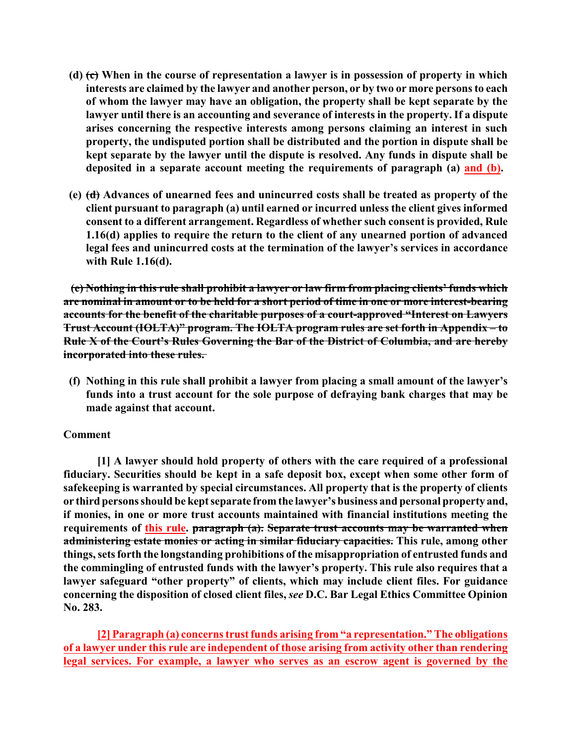**(d) ~~(c)~~ When in the course of representation a lawyer is in possession of property in which interests are claimed by the lawyer and another person, or by two or more persons to each of whom the lawyer may have an obligation, the property shall be kept separate by the lawyer until there is an accounting and severance of interests in the property. If a dispute arises concerning the respective interests among persons claiming an interest in such property, the undisputed portion shall be distributed and the portion in dispute shall be kept separate by the lawyer until the dispute is resolved. Any funds in dispute shall be deposited in a separate account meeting the requirements of paragraph (a) <u>and (b)</u>.**

**(e) ~~(d)~~ Advances of unearned fees and unincurred costs shall be treated as property of the client pursuant to paragraph (a) until earned or incurred unless the client gives informed consent to a different arrangement. Regardless of whether such consent is provided, Rule 1.16(d) applies to require the return to the client of any unearned portion of advanced legal fees and unincurred costs at the termination of the lawyer's services in accordance with Rule 1.16(d).**

**~~(e) Nothing in this rule shall prohibit a lawyer or law firm from placing clients' funds which are nominal in amount or to be held for a short period of time in one or more interest-bearing accounts for the benefit of the charitable purposes of a court-approved "Interest on Lawyers Trust Account (IOLTA)" program. The IOLTA program rules are set forth in Appendix – to Rule X of the Court's Rules Governing the Bar of the District of Columbia, and are hereby incorporated into these rules.~~**

**(f) Nothing in this rule shall prohibit a lawyer from placing a small amount of the lawyer's funds into a trust account for the sole purpose of defraying bank charges that may be made against that account.**

**Comment**

**[1] A lawyer should hold property of others with the care required of a professional fiduciary. Securities should be kept in a safe deposit box, except when some other form of safekeeping is warranted by special circumstances. All property that is the property of clients or third persons should be kept separate from the lawyer's business and personal property and, if monies, in one or more trust accounts maintained with financial institutions meeting the requirements of <u>this rule</u>. ~~paragraph (a). Separate trust accounts may be warranted when administering estate monies or acting in similar fiduciary capacities.~~ This rule, among other things, sets forth the longstanding prohibitions of the misappropriation of entrusted funds and the commingling of entrusted funds with the lawyer's property. This rule also requires that a lawyer safeguard "other property" of clients, which may include client files. For guidance concerning the disposition of closed client files, *see* D.C. Bar Legal Ethics Committee Opinion No. 283.**

**<u>[2] Paragraph (a) concerns trust funds arising from "a representation." The obligations of a lawyer under this rule are independent of those arising from activity other than rendering legal services. For example, a lawyer who serves as an escrow agent is governed by the</u>**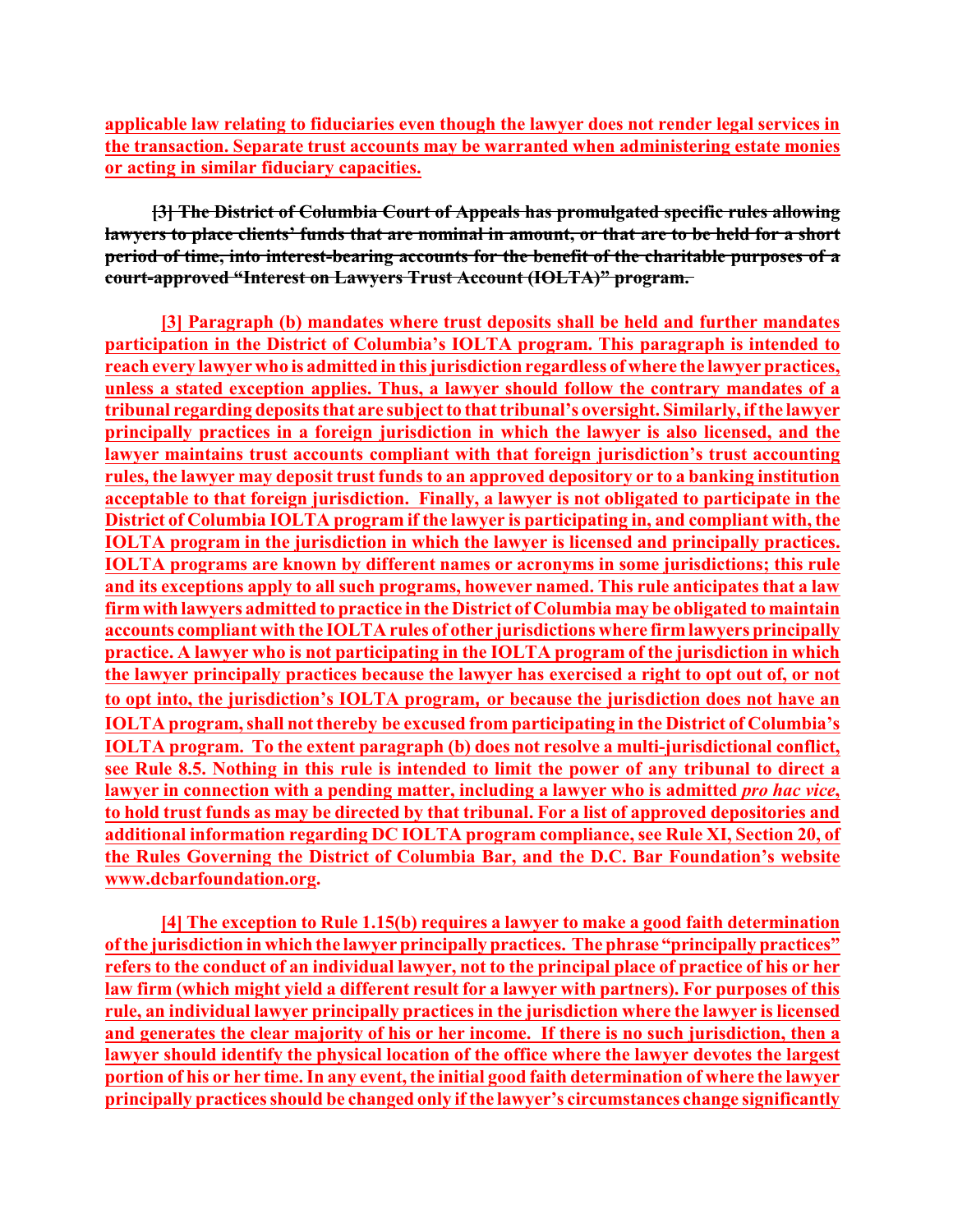**applicable law relating to fiduciaries even though the lawyer does not render legal services in the transaction. Separate trust accounts may be warranted when administering estate monies or acting in similar fiduciary capacities.**

~~**[3] The District of Columbia Court of Appeals has promulgated specific rules allowing lawyers to place clients' funds that are nominal in amount, or that are to be held for a short period of time, into interest-bearing accounts for the benefit of the charitable purposes of a court-approved "Interest on Lawyers Trust Account (IOLTA)" program.**~~

**[3] Paragraph (b) mandates where trust deposits shall be held and further mandates participation in the District of Columbia's IOLTA program. This paragraph is intended to reach every lawyer who is admitted in this jurisdiction regardless of where the lawyer practices, unless a stated exception applies. Thus, a lawyer should follow the contrary mandates of a tribunal regarding deposits that are subject to that tribunal's oversight. Similarly, if the lawyer principally practices in a foreign jurisdiction in which the lawyer is also licensed, and the lawyer maintains trust accounts compliant with that foreign jurisdiction's trust accounting rules, the lawyer may deposit trust funds to an approved depository or to a banking institution acceptable to that foreign jurisdiction. Finally, a lawyer is not obligated to participate in the District of Columbia IOLTA program if the lawyer is participating in, and compliant with, the IOLTA program in the jurisdiction in which the lawyer is licensed and principally practices. IOLTA programs are known by different names or acronyms in some jurisdictions; this rule and its exceptions apply to all such programs, however named. This rule anticipates that a law firm with lawyers admitted to practice in the District of Columbia may be obligated to maintain accounts compliant with the IOLTA rules of other jurisdictions where firm lawyers principally practice. A lawyer who is not participating in the IOLTA program of the jurisdiction in which the lawyer principally practices because the lawyer has exercised a right to opt out of, or not to opt into, the jurisdiction's IOLTA program, or because the jurisdiction does not have an IOLTA program, shall not thereby be excused from participating in the District of Columbia's IOLTA program. To the extent paragraph (b) does not resolve a multi-jurisdictional conflict, see Rule 8.5. Nothing in this rule is intended to limit the power of any tribunal to direct a lawyer in connection with a pending matter, including a lawyer who is admitted *pro hac vice*, to hold trust funds as may be directed by that tribunal. For a list of approved depositories and additional information regarding DC IOLTA program compliance, see Rule XI, Section 20, of the Rules Governing the District of Columbia Bar, and the D.C. Bar Foundation's website www.dcbarfoundation.org.**

**[4] The exception to Rule 1.15(b) requires a lawyer to make a good faith determination of the jurisdiction in which the lawyer principally practices. The phrase "principally practices" refers to the conduct of an individual lawyer, not to the principal place of practice of his or her law firm (which might yield a different result for a lawyer with partners). For purposes of this rule, an individual lawyer principally practices in the jurisdiction where the lawyer is licensed and generates the clear majority of his or her income. If there is no such jurisdiction, then a lawyer should identify the physical location of the office where the lawyer devotes the largest portion of his or her time. In any event, the initial good faith determination of where the lawyer principally practices should be changed only if the lawyer's circumstances change significantly**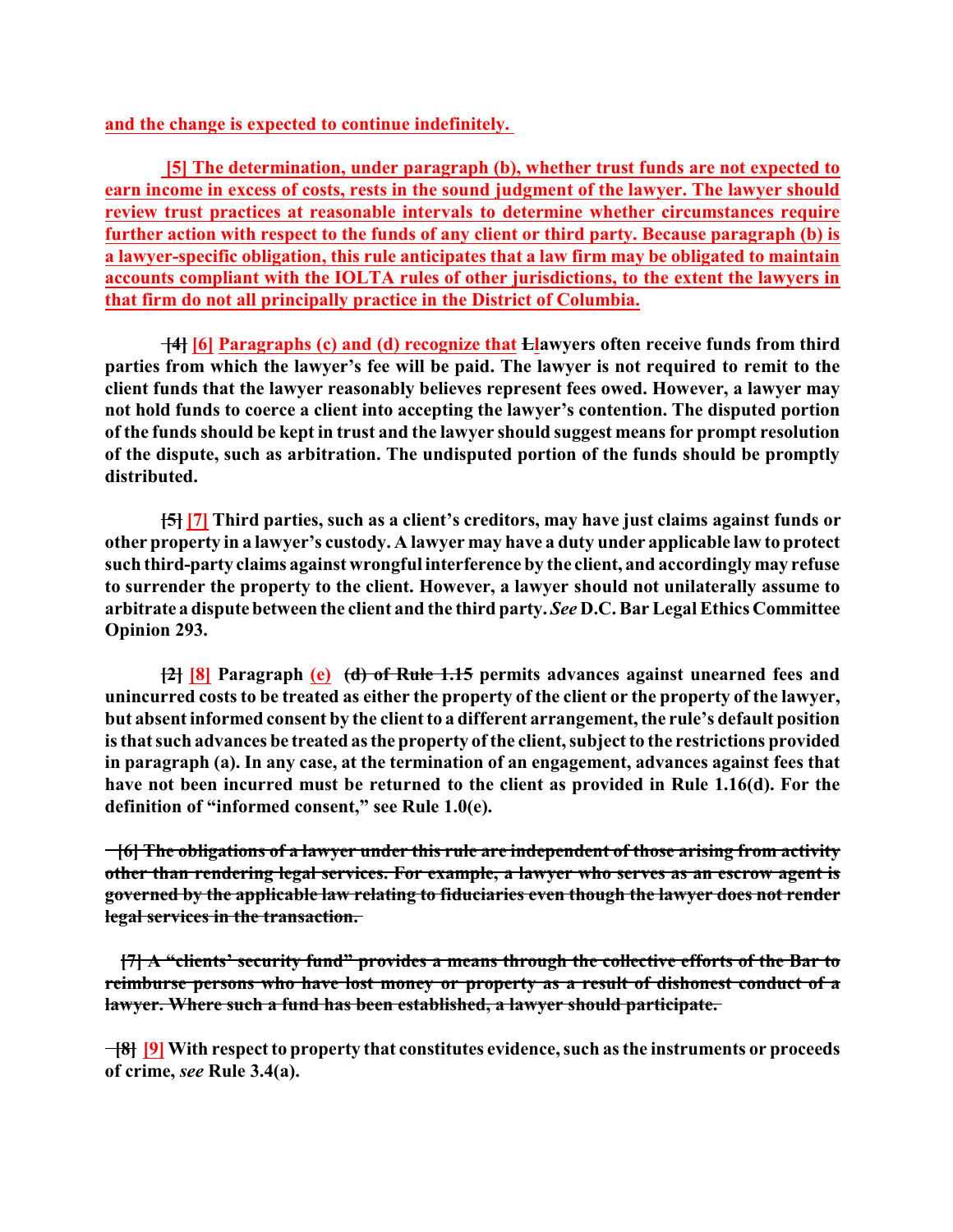**and the change is expected to continue indefinitely.**

**[5] The determination, under paragraph (b), whether trust funds are not expected to earn income in excess of costs, rests in the sound judgment of the lawyer. The lawyer should review trust practices at reasonable intervals to determine whether circumstances require further action with respect to the funds of any client or third party. Because paragraph (b) is a lawyer-specific obligation, this rule anticipates that a law firm may be obligated to maintain accounts compliant with the IOLTA rules of other jurisdictions, to the extent the lawyers in that firm do not all principally practice in the District of Columbia.**

**~~[4]~~ [6] Paragraphs (c) and (d) recognize that ~~L~~lawyers often receive funds from third parties from which the lawyer's fee will be paid. The lawyer is not required to remit to the client funds that the lawyer reasonably believes represent fees owed. However, a lawyer may not hold funds to coerce a client into accepting the lawyer's contention. The disputed portion of the funds should be kept in trust and the lawyer should suggest means for prompt resolution of the dispute, such as arbitration. The undisputed portion of the funds should be promptly distributed.**

**~~[5]~~ [7] Third parties, such as a client's creditors, may have just claims against funds or other property in a lawyer's custody. A lawyer may have a duty under applicable law to protect such third-party claims against wrongful interference by the client, and accordingly may refuse to surrender the property to the client. However, a lawyer should not unilaterally assume to arbitrate a dispute between the client and the third party. *See* D.C. Bar Legal Ethics Committee Opinion 293.**

**~~[2]~~ [8] Paragraph (e) ~~(d) of Rule 1.15~~ permits advances against unearned fees and unincurred costs to be treated as either the property of the client or the property of the lawyer, but absent informed consent by the client to a different arrangement, the rule's default position is that such advances be treated as the property of the client, subject to the restrictions provided in paragraph (a). In any case, at the termination of an engagement, advances against fees that have not been incurred must be returned to the client as provided in Rule 1.16(d). For the definition of "informed consent," see Rule 1.0(e).**

**~~[6] The obligations of a lawyer under this rule are independent of those arising from activity other than rendering legal services. For example, a lawyer who serves as an escrow agent is governed by the applicable law relating to fiduciaries even though the lawyer does not render legal services in the transaction.~~**

**~~[7] A "clients' security fund" provides a means through the collective efforts of the Bar to reimburse persons who have lost money or property as a result of dishonest conduct of a lawyer. Where such a fund has been established, a lawyer should participate.~~**

**~~[8]~~ [9] With respect to property that constitutes evidence, such as the instruments or proceeds of crime, *see* Rule 3.4(a).**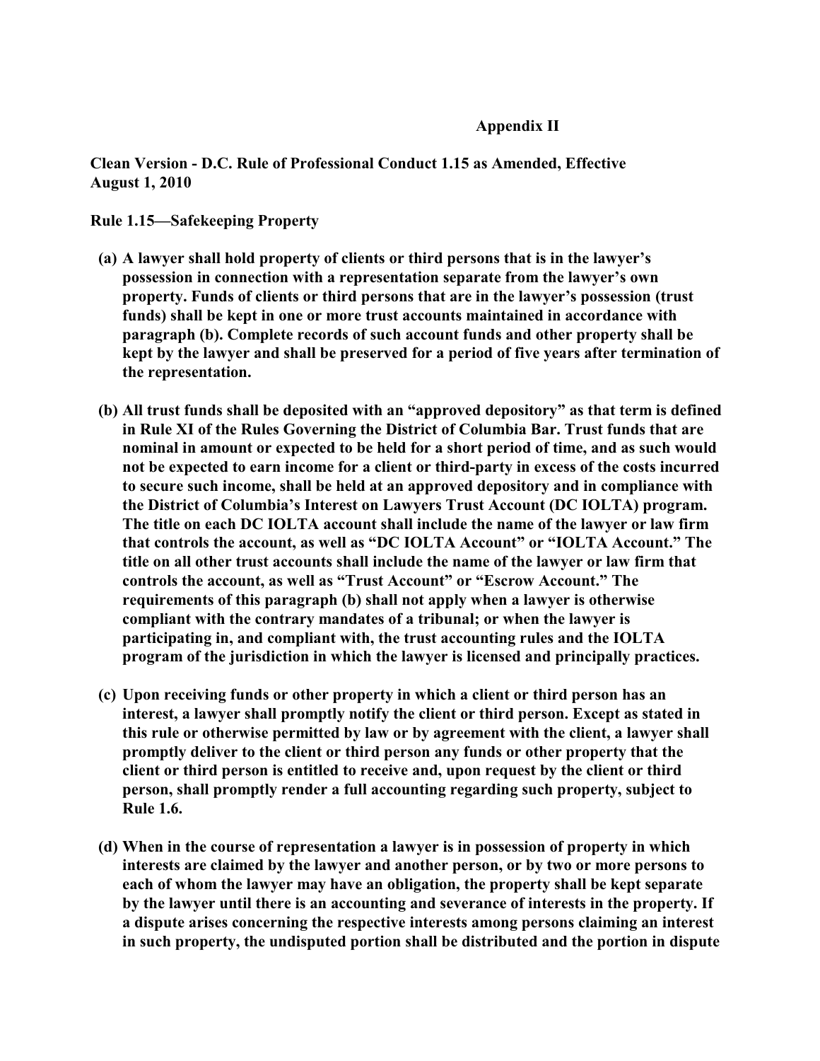**Appendix II**

**Clean Version - D.C. Rule of Professional Conduct 1.15 as Amended, Effective August 1, 2010**

**Rule 1.15—Safekeeping Property**

**(a) A lawyer shall hold property of clients or third persons that is in the lawyer's possession in connection with a representation separate from the lawyer's own property. Funds of clients or third persons that are in the lawyer's possession (trust funds) shall be kept in one or more trust accounts maintained in accordance with paragraph (b). Complete records of such account funds and other property shall be kept by the lawyer and shall be preserved for a period of five years after termination of the representation.**

**(b) All trust funds shall be deposited with an "approved depository" as that term is defined in Rule XI of the Rules Governing the District of Columbia Bar. Trust funds that are nominal in amount or expected to be held for a short period of time, and as such would not be expected to earn income for a client or third-party in excess of the costs incurred to secure such income, shall be held at an approved depository and in compliance with the District of Columbia's Interest on Lawyers Trust Account (DC IOLTA) program. The title on each DC IOLTA account shall include the name of the lawyer or law firm that controls the account, as well as "DC IOLTA Account" or "IOLTA Account." The title on all other trust accounts shall include the name of the lawyer or law firm that controls the account, as well as "Trust Account" or "Escrow Account." The requirements of this paragraph (b) shall not apply when a lawyer is otherwise compliant with the contrary mandates of a tribunal; or when the lawyer is participating in, and compliant with, the trust accounting rules and the IOLTA program of the jurisdiction in which the lawyer is licensed and principally practices.**

**(c) Upon receiving funds or other property in which a client or third person has an interest, a lawyer shall promptly notify the client or third person. Except as stated in this rule or otherwise permitted by law or by agreement with the client, a lawyer shall promptly deliver to the client or third person any funds or other property that the client or third person is entitled to receive and, upon request by the client or third person, shall promptly render a full accounting regarding such property, subject to Rule 1.6.**

**(d) When in the course of representation a lawyer is in possession of property in which interests are claimed by the lawyer and another person, or by two or more persons to each of whom the lawyer may have an obligation, the property shall be kept separate by the lawyer until there is an accounting and severance of interests in the property. If a dispute arises concerning the respective interests among persons claiming an interest in such property, the undisputed portion shall be distributed and the portion in dispute**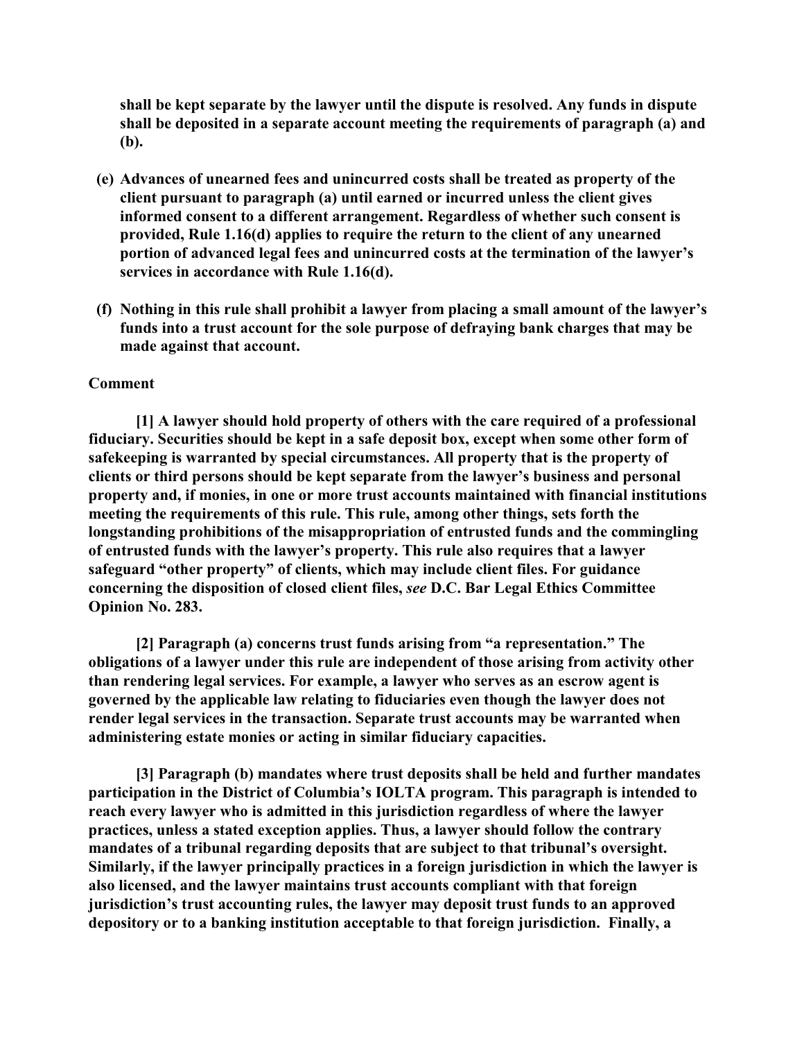**shall be kept separate by the lawyer until the dispute is resolved. Any funds in dispute shall be deposited in a separate account meeting the requirements of paragraph (a) and (b).**

**(e) Advances of unearned fees and unincurred costs shall be treated as property of the client pursuant to paragraph (a) until earned or incurred unless the client gives informed consent to a different arrangement. Regardless of whether such consent is provided, Rule 1.16(d) applies to require the return to the client of any unearned portion of advanced legal fees and unincurred costs at the termination of the lawyer's services in accordance with Rule 1.16(d).**

**(f) Nothing in this rule shall prohibit a lawyer from placing a small amount of the lawyer's funds into a trust account for the sole purpose of defraying bank charges that may be made against that account.**

**Comment**

**[1] A lawyer should hold property of others with the care required of a professional fiduciary. Securities should be kept in a safe deposit box, except when some other form of safekeeping is warranted by special circumstances. All property that is the property of clients or third persons should be kept separate from the lawyer's business and personal property and, if monies, in one or more trust accounts maintained with financial institutions meeting the requirements of this rule. This rule, among other things, sets forth the longstanding prohibitions of the misappropriation of entrusted funds and the commingling of entrusted funds with the lawyer's property. This rule also requires that a lawyer safeguard "other property" of clients, which may include client files. For guidance concerning the disposition of closed client files, *see* D.C. Bar Legal Ethics Committee Opinion No. 283.**

**[2] Paragraph (a) concerns trust funds arising from "a representation." The obligations of a lawyer under this rule are independent of those arising from activity other than rendering legal services. For example, a lawyer who serves as an escrow agent is governed by the applicable law relating to fiduciaries even though the lawyer does not render legal services in the transaction. Separate trust accounts may be warranted when administering estate monies or acting in similar fiduciary capacities.**

**[3] Paragraph (b) mandates where trust deposits shall be held and further mandates participation in the District of Columbia's IOLTA program. This paragraph is intended to reach every lawyer who is admitted in this jurisdiction regardless of where the lawyer practices, unless a stated exception applies. Thus, a lawyer should follow the contrary mandates of a tribunal regarding deposits that are subject to that tribunal's oversight. Similarly, if the lawyer principally practices in a foreign jurisdiction in which the lawyer is also licensed, and the lawyer maintains trust accounts compliant with that foreign jurisdiction's trust accounting rules, the lawyer may deposit trust funds to an approved depository or to a banking institution acceptable to that foreign jurisdiction. Finally, a**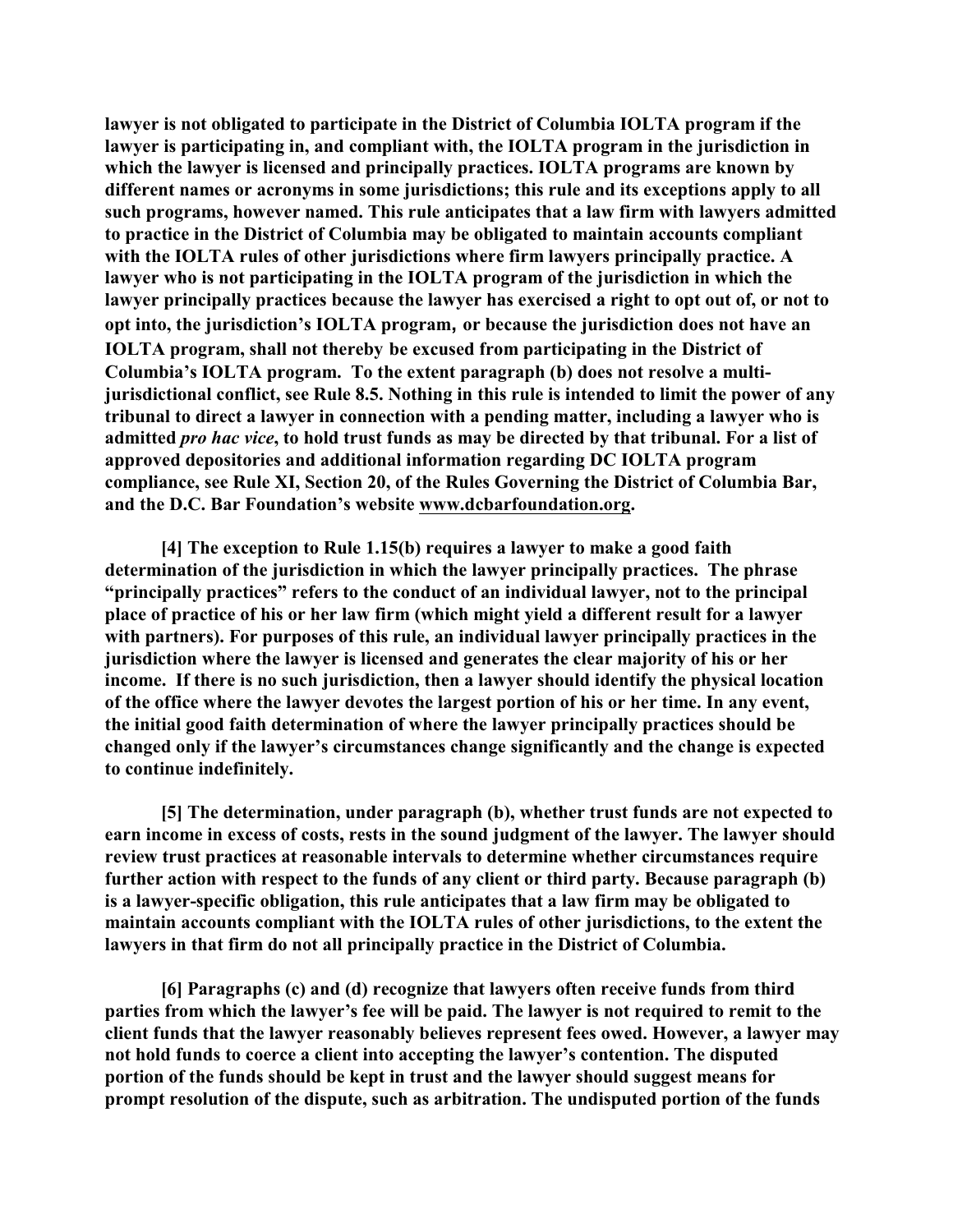**lawyer is not obligated to participate in the District of Columbia IOLTA program if the lawyer is participating in, and compliant with, the IOLTA program in the jurisdiction in which the lawyer is licensed and principally practices. IOLTA programs are known by different names or acronyms in some jurisdictions; this rule and its exceptions apply to all such programs, however named. This rule anticipates that a law firm with lawyers admitted to practice in the District of Columbia may be obligated to maintain accounts compliant with the IOLTA rules of other jurisdictions where firm lawyers principally practice. A lawyer who is not participating in the IOLTA program of the jurisdiction in which the lawyer principally practices because the lawyer has exercised a right to opt out of, or not to opt into, the jurisdiction's IOLTA program, or because the jurisdiction does not have an IOLTA program, shall not thereby be excused from participating in the District of Columbia's IOLTA program. To the extent paragraph (b) does not resolve a multi-jurisdictional conflict, see Rule 8.5. Nothing in this rule is intended to limit the power of any tribunal to direct a lawyer in connection with a pending matter, including a lawyer who is admitted *pro hac vice*, to hold trust funds as may be directed by that tribunal. For a list of approved depositories and additional information regarding DC IOLTA program compliance, see Rule XI, Section 20, of the Rules Governing the District of Columbia Bar, and the D.C. Bar Foundation's website www.dcbarfoundation.org.**

**[4] The exception to Rule 1.15(b) requires a lawyer to make a good faith determination of the jurisdiction in which the lawyer principally practices. The phrase "principally practices" refers to the conduct of an individual lawyer, not to the principal place of practice of his or her law firm (which might yield a different result for a lawyer with partners). For purposes of this rule, an individual lawyer principally practices in the jurisdiction where the lawyer is licensed and generates the clear majority of his or her income. If there is no such jurisdiction, then a lawyer should identify the physical location of the office where the lawyer devotes the largest portion of his or her time. In any event, the initial good faith determination of where the lawyer principally practices should be changed only if the lawyer's circumstances change significantly and the change is expected to continue indefinitely.**

**[5] The determination, under paragraph (b), whether trust funds are not expected to earn income in excess of costs, rests in the sound judgment of the lawyer. The lawyer should review trust practices at reasonable intervals to determine whether circumstances require further action with respect to the funds of any client or third party. Because paragraph (b) is a lawyer-specific obligation, this rule anticipates that a law firm may be obligated to maintain accounts compliant with the IOLTA rules of other jurisdictions, to the extent the lawyers in that firm do not all principally practice in the District of Columbia.**

**[6] Paragraphs (c) and (d) recognize that lawyers often receive funds from third parties from which the lawyer's fee will be paid. The lawyer is not required to remit to the client funds that the lawyer reasonably believes represent fees owed. However, a lawyer may not hold funds to coerce a client into accepting the lawyer's contention. The disputed portion of the funds should be kept in trust and the lawyer should suggest means for prompt resolution of the dispute, such as arbitration. The undisputed portion of the funds**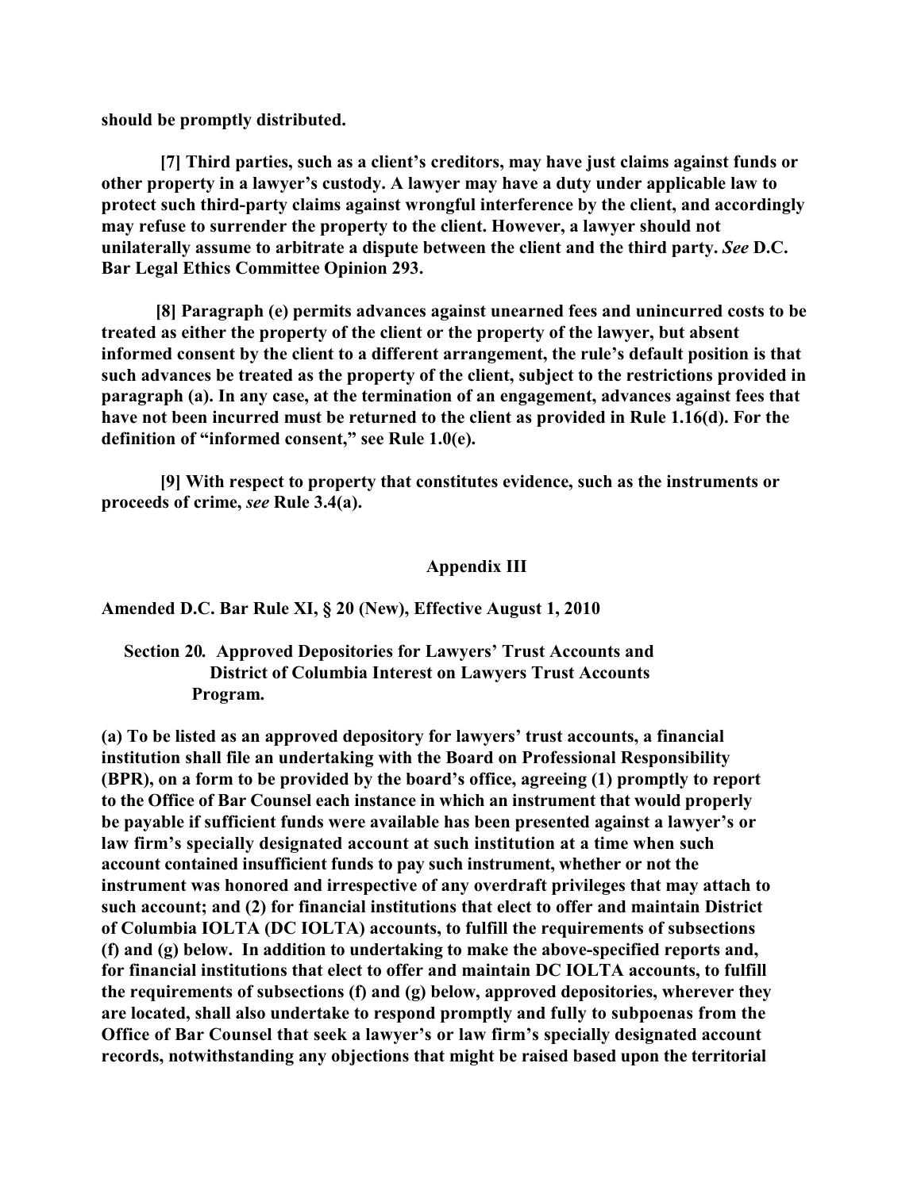**should be promptly distributed.**

**[7] Third parties, such as a client's creditors, may have just claims against funds or other property in a lawyer's custody. A lawyer may have a duty under applicable law to protect such third-party claims against wrongful interference by the client, and accordingly may refuse to surrender the property to the client. However, a lawyer should not unilaterally assume to arbitrate a dispute between the client and the third party. *See* D.C. Bar Legal Ethics Committee Opinion 293.**

**[8] Paragraph (e) permits advances against unearned fees and unincurred costs to be treated as either the property of the client or the property of the lawyer, but absent informed consent by the client to a different arrangement, the rule's default position is that such advances be treated as the property of the client, subject to the restrictions provided in paragraph (a). In any case, at the termination of an engagement, advances against fees that have not been incurred must be returned to the client as provided in Rule 1.16(d). For the definition of "informed consent," see Rule 1.0(e).**

**[9] With respect to property that constitutes evidence, such as the instruments or proceeds of crime, *see* Rule 3.4(a).**

## Appendix III

**Amended D.C. Bar Rule XI, § 20 (New), Effective August 1, 2010**

**Section 20. Approved Depositories for Lawyers' Trust Accounts and District of Columbia Interest on Lawyers Trust Accounts Program.**

**(a) To be listed as an approved depository for lawyers' trust accounts, a financial institution shall file an undertaking with the Board on Professional Responsibility (BPR), on a form to be provided by the board's office, agreeing (1) promptly to report to the Office of Bar Counsel each instance in which an instrument that would properly be payable if sufficient funds were available has been presented against a lawyer's or law firm's specially designated account at such institution at a time when such account contained insufficient funds to pay such instrument, whether or not the instrument was honored and irrespective of any overdraft privileges that may attach to such account; and (2) for financial institutions that elect to offer and maintain District of Columbia IOLTA (DC IOLTA) accounts, to fulfill the requirements of subsections (f) and (g) below. In addition to undertaking to make the above-specified reports and, for financial institutions that elect to offer and maintain DC IOLTA accounts, to fulfill the requirements of subsections (f) and (g) below, approved depositories, wherever they are located, shall also undertake to respond promptly and fully to subpoenas from the Office of Bar Counsel that seek a lawyer's or law firm's specially designated account records, notwithstanding any objections that might be raised based upon the territorial**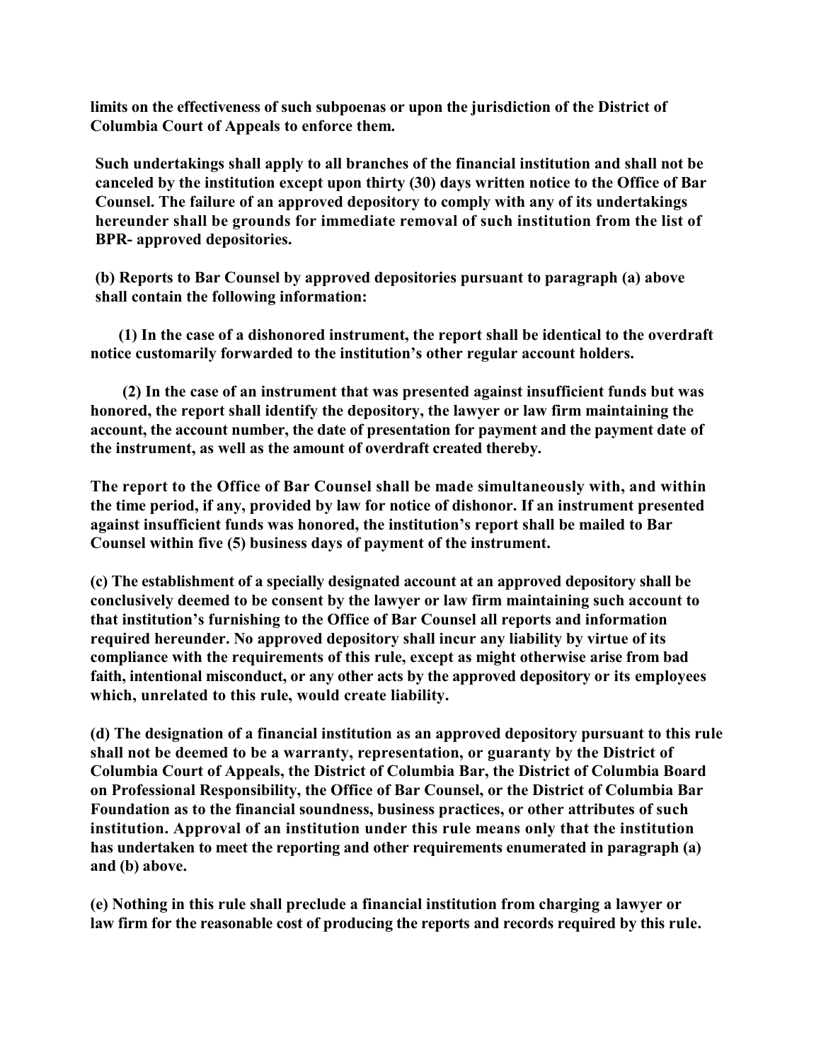**limits on the effectiveness of such subpoenas or upon the jurisdiction of the District of Columbia Court of Appeals to enforce them.**

**Such undertakings shall apply to all branches of the financial institution and shall not be canceled by the institution except upon thirty (30) days written notice to the Office of Bar Counsel. The failure of an approved depository to comply with any of its undertakings hereunder shall be grounds for immediate removal of such institution from the list of BPR- approved depositories.**

**(b) Reports to Bar Counsel by approved depositories pursuant to paragraph (a) above shall contain the following information:**

**(1) In the case of a dishonored instrument, the report shall be identical to the overdraft notice customarily forwarded to the institution's other regular account holders.**

**(2) In the case of an instrument that was presented against insufficient funds but was honored, the report shall identify the depository, the lawyer or law firm maintaining the account, the account number, the date of presentation for payment and the payment date of the instrument, as well as the amount of overdraft created thereby.**

**The report to the Office of Bar Counsel shall be made simultaneously with, and within the time period, if any, provided by law for notice of dishonor. If an instrument presented against insufficient funds was honored, the institution's report shall be mailed to Bar Counsel within five (5) business days of payment of the instrument.**

**(c) The establishment of a specially designated account at an approved depository shall be conclusively deemed to be consent by the lawyer or law firm maintaining such account to that institution's furnishing to the Office of Bar Counsel all reports and information required hereunder. No approved depository shall incur any liability by virtue of its compliance with the requirements of this rule, except as might otherwise arise from bad faith, intentional misconduct, or any other acts by the approved depository or its employees which, unrelated to this rule, would create liability.**

**(d) The designation of a financial institution as an approved depository pursuant to this rule shall not be deemed to be a warranty, representation, or guaranty by the District of Columbia Court of Appeals, the District of Columbia Bar, the District of Columbia Board on Professional Responsibility, the Office of Bar Counsel, or the District of Columbia Bar Foundation as to the financial soundness, business practices, or other attributes of such institution. Approval of an institution under this rule means only that the institution has undertaken to meet the reporting and other requirements enumerated in paragraph (a) and (b) above.**

**(e) Nothing in this rule shall preclude a financial institution from charging a lawyer or law firm for the reasonable cost of producing the reports and records required by this rule.**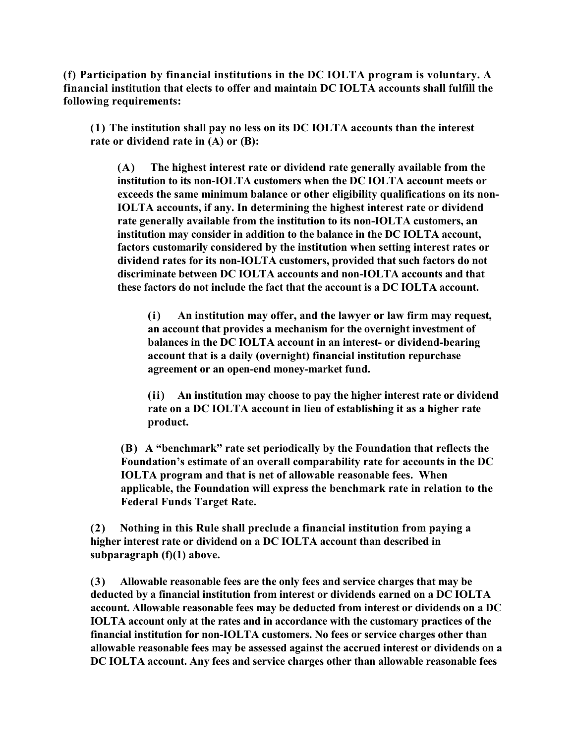**(f) Participation by financial institutions in the DC IOLTA program is voluntary. A financial institution that elects to offer and maintain DC IOLTA accounts shall fulfill the following requirements:**

> **(1) The institution shall pay no less on its DC IOLTA accounts than the interest rate or dividend rate in (A) or (B):**
>
> > **(A) The highest interest rate or dividend rate generally available from the institution to its non-IOLTA customers when the DC IOLTA account meets or exceeds the same minimum balance or other eligibility qualifications on its non-IOLTA accounts, if any. In determining the highest interest rate or dividend rate generally available from the institution to its non-IOLTA customers, an institution may consider in addition to the balance in the DC IOLTA account, factors customarily considered by the institution when setting interest rates or dividend rates for its non-IOLTA customers, provided that such factors do not discriminate between DC IOLTA accounts and non-IOLTA accounts and that these factors do not include the fact that the account is a DC IOLTA account.**
> >
> > > **(i) An institution may offer, and the lawyer or law firm may request, an account that provides a mechanism for the overnight investment of balances in the DC IOLTA account in an interest- or dividend-bearing account that is a daily (overnight) financial institution repurchase agreement or an open-end money-market fund.**
> > >
> > > **(ii) An institution may choose to pay the higher interest rate or dividend rate on a DC IOLTA account in lieu of establishing it as a higher rate product.**
> >
> > **(B) A "benchmark" rate set periodically by the Foundation that reflects the Foundation's estimate of an overall comparability rate for accounts in the DC IOLTA program and that is net of allowable reasonable fees. When applicable, the Foundation will express the benchmark rate in relation to the Federal Funds Target Rate.**
>
> **(2) Nothing in this Rule shall preclude a financial institution from paying a higher interest rate or dividend on a DC IOLTA account than described in subparagraph (f)(1) above.**
>
> **(3) Allowable reasonable fees are the only fees and service charges that may be deducted by a financial institution from interest or dividends earned on a DC IOLTA account. Allowable reasonable fees may be deducted from interest or dividends on a DC IOLTA account only at the rates and in accordance with the customary practices of the financial institution for non-IOLTA customers. No fees or service charges other than allowable reasonable fees may be assessed against the accrued interest or dividends on a DC IOLTA account. Any fees and service charges other than allowable reasonable fees**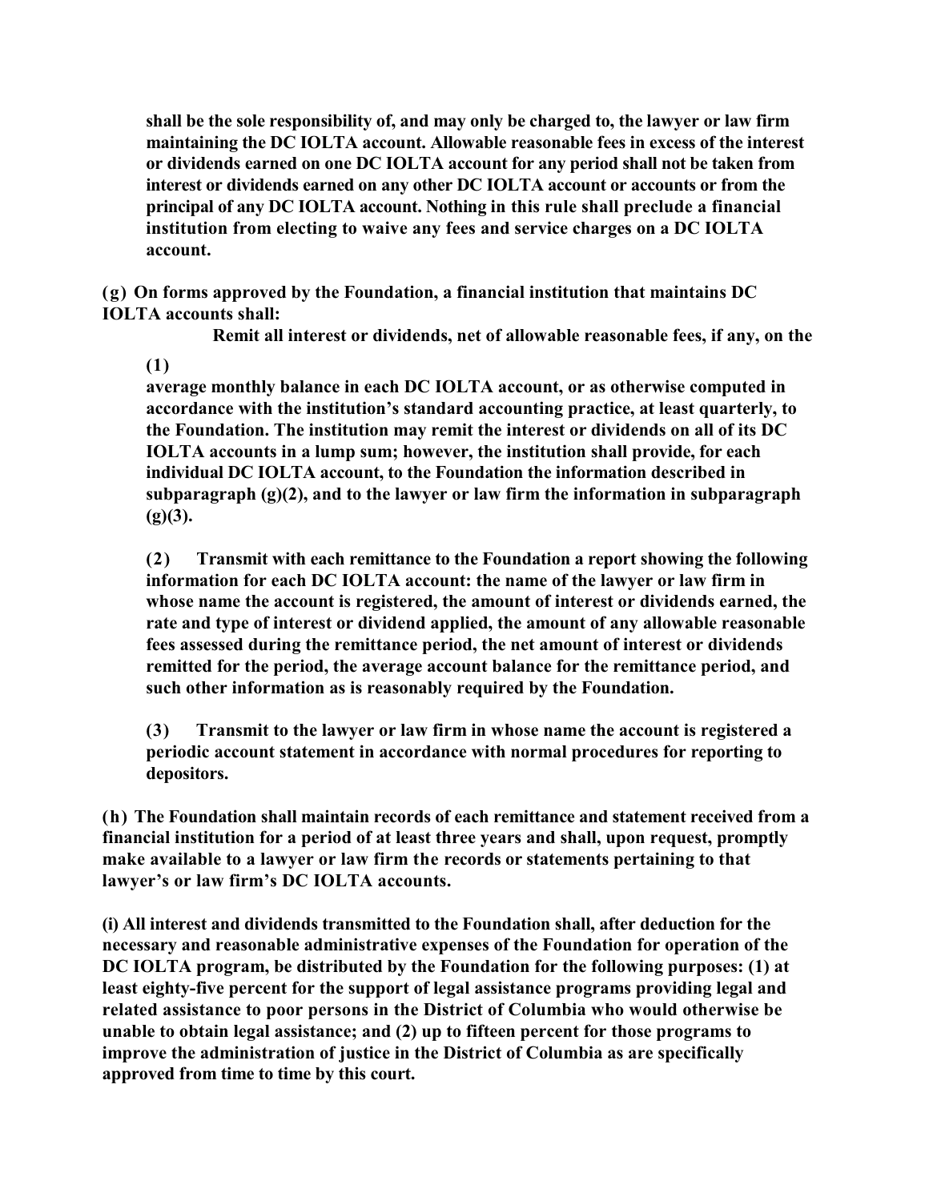**shall be the sole responsibility of, and may only be charged to, the lawyer or law firm maintaining the DC IOLTA account. Allowable reasonable fees in excess of the interest or dividends earned on one DC IOLTA account for any period shall not be taken from interest or dividends earned on any other DC IOLTA account or accounts or from the principal of any DC IOLTA account. Nothing in this rule shall preclude a financial institution from electing to waive any fees and service charges on a DC IOLTA account.**

**(g) On forms approved by the Foundation, a financial institution that maintains DC IOLTA accounts shall:**

**(1) Remit all interest or dividends, net of allowable reasonable fees, if any, on the average monthly balance in each DC IOLTA account, or as otherwise computed in accordance with the institution's standard accounting practice, at least quarterly, to the Foundation. The institution may remit the interest or dividends on all of its DC IOLTA accounts in a lump sum; however, the institution shall provide, for each individual DC IOLTA account, to the Foundation the information described in subparagraph (g)(2), and to the lawyer or law firm the information in subparagraph (g)(3).**

**(2) Transmit with each remittance to the Foundation a report showing the following information for each DC IOLTA account: the name of the lawyer or law firm in whose name the account is registered, the amount of interest or dividends earned, the rate and type of interest or dividend applied, the amount of any allowable reasonable fees assessed during the remittance period, the net amount of interest or dividends remitted for the period, the average account balance for the remittance period, and such other information as is reasonably required by the Foundation.**

**(3) Transmit to the lawyer or law firm in whose name the account is registered a periodic account statement in accordance with normal procedures for reporting to depositors.**

**(h) The Foundation shall maintain records of each remittance and statement received from a financial institution for a period of at least three years and shall, upon request, promptly make available to a lawyer or law firm the records or statements pertaining to that lawyer's or law firm's DC IOLTA accounts.**

**(i) All interest and dividends transmitted to the Foundation shall, after deduction for the necessary and reasonable administrative expenses of the Foundation for operation of the DC IOLTA program, be distributed by the Foundation for the following purposes: (1) at least eighty-five percent for the support of legal assistance programs providing legal and related assistance to poor persons in the District of Columbia who would otherwise be unable to obtain legal assistance; and (2) up to fifteen percent for those programs to improve the administration of justice in the District of Columbia as are specifically approved from time to time by this court.**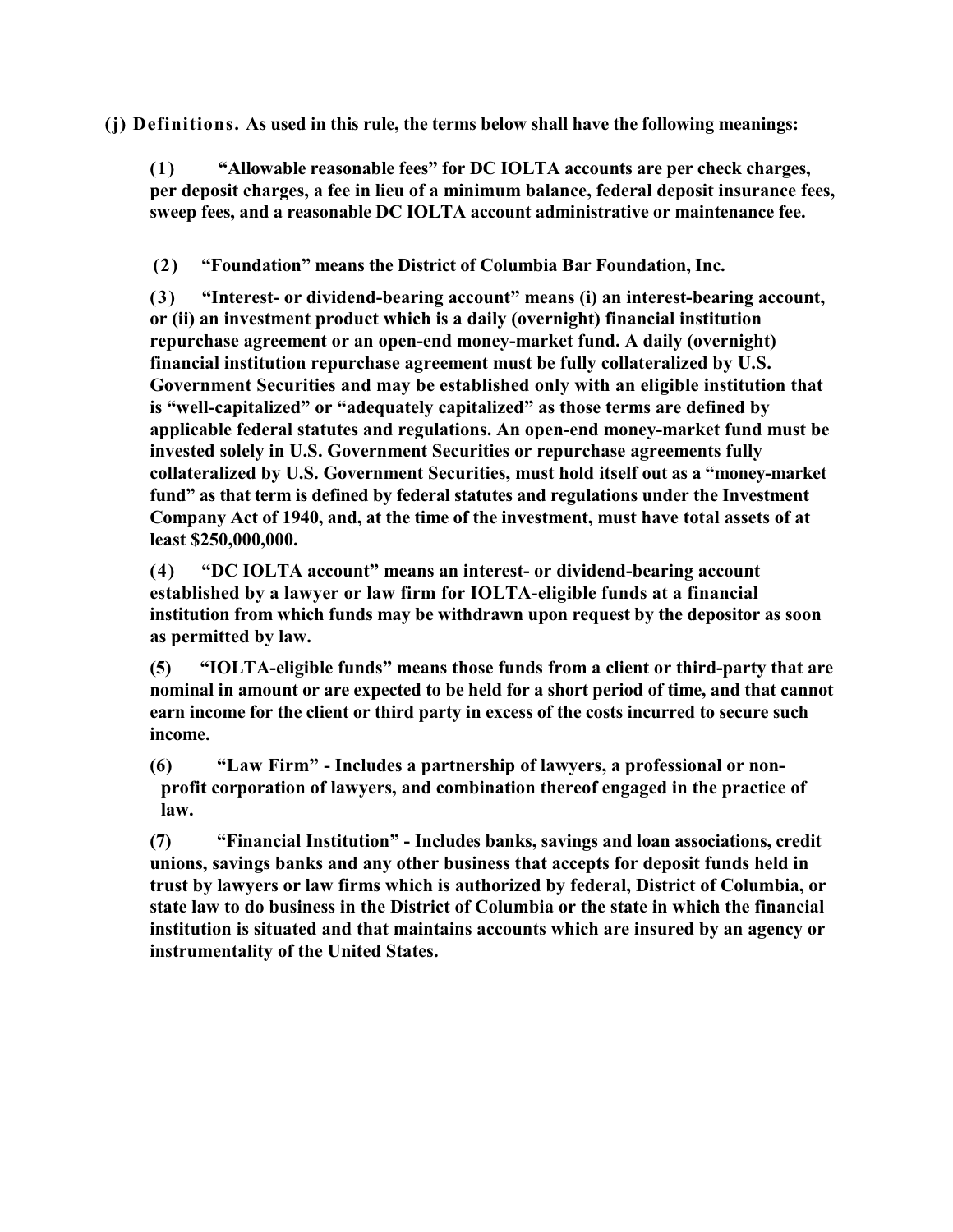**(j) Definitions. As used in this rule, the terms below shall have the following meanings:**

**(1) "Allowable reasonable fees" for DC IOLTA accounts are per check charges, per deposit charges, a fee in lieu of a minimum balance, federal deposit insurance fees, sweep fees, and a reasonable DC IOLTA account administrative or maintenance fee.**

**(2) "Foundation" means the District of Columbia Bar Foundation, Inc.**

**(3) "Interest- or dividend-bearing account" means (i) an interest-bearing account, or (ii) an investment product which is a daily (overnight) financial institution repurchase agreement or an open-end money-market fund. A daily (overnight) financial institution repurchase agreement must be fully collateralized by U.S. Government Securities and may be established only with an eligible institution that is "well-capitalized" or "adequately capitalized" as those terms are defined by applicable federal statutes and regulations. An open-end money-market fund must be invested solely in U.S. Government Securities or repurchase agreements fully collateralized by U.S. Government Securities, must hold itself out as a "money-market fund" as that term is defined by federal statutes and regulations under the Investment Company Act of 1940, and, at the time of the investment, must have total assets of at least $250,000,000.**

**(4) "DC IOLTA account" means an interest- or dividend-bearing account established by a lawyer or law firm for IOLTA-eligible funds at a financial institution from which funds may be withdrawn upon request by the depositor as soon as permitted by law.**

**(5) "IOLTA-eligible funds" means those funds from a client or third-party that are nominal in amount or are expected to be held for a short period of time, and that cannot earn income for the client or third party in excess of the costs incurred to secure such income.**

**(6) "Law Firm" - Includes a partnership of lawyers, a professional or non-profit corporation of lawyers, and combination thereof engaged in the practice of law.**

**(7) "Financial Institution" - Includes banks, savings and loan associations, credit unions, savings banks and any other business that accepts for deposit funds held in trust by lawyers or law firms which is authorized by federal, District of Columbia, or state law to do business in the District of Columbia or the state in which the financial institution is situated and that maintains accounts which are insured by an agency or instrumentality of the United States.**